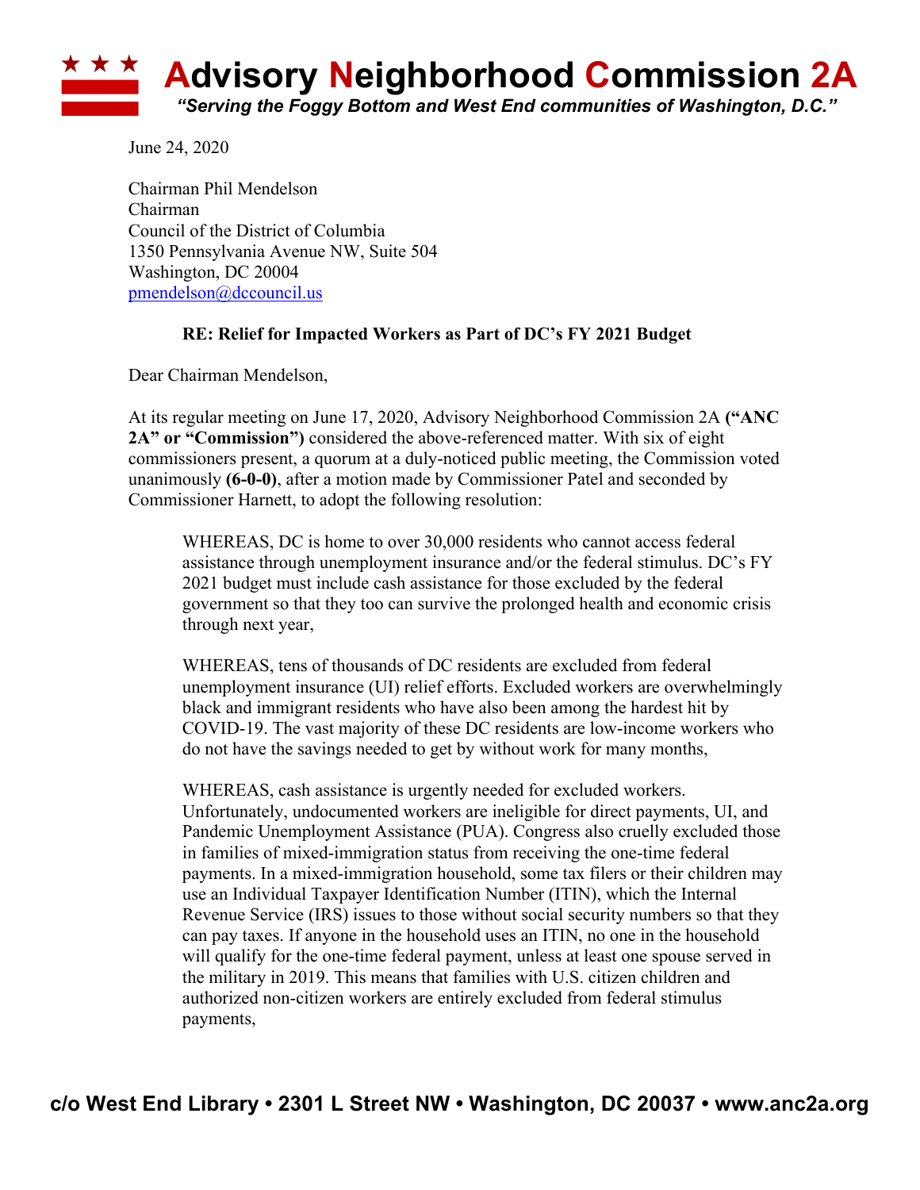# Advisory Neighborhood Commission 2A

*"Serving the Foggy Bottom and West End communities of Washington, D.C."*

June 24, 2020

Chairman Phil Mendelson  
Chairman  
Council of the District of Columbia  
1350 Pennsylvania Avenue NW, Suite 504  
Washington, DC 20004  
pmendelson@dccouncil.us

**RE: Relief for Impacted Workers as Part of DC's FY 2021 Budget**

Dear Chairman Mendelson,

At its regular meeting on June 17, 2020, Advisory Neighborhood Commission 2A **("ANC 2A" or "Commission")** considered the above-referenced matter. With six of eight commissioners present, a quorum at a duly-noticed public meeting, the Commission voted unanimously **(6-0-0)**, after a motion made by Commissioner Patel and seconded by Commissioner Harnett, to adopt the following resolution:

> WHEREAS, DC is home to over 30,000 residents who cannot access federal assistance through unemployment insurance and/or the federal stimulus. DC's FY 2021 budget must include cash assistance for those excluded by the federal government so that they too can survive the prolonged health and economic crisis through next year,
>
> WHEREAS, tens of thousands of DC residents are excluded from federal unemployment insurance (UI) relief efforts. Excluded workers are overwhelmingly black and immigrant residents who have also been among the hardest hit by COVID-19. The vast majority of these DC residents are low-income workers who do not have the savings needed to get by without work for many months,
>
> WHEREAS, cash assistance is urgently needed for excluded workers. Unfortunately, undocumented workers are ineligible for direct payments, UI, and Pandemic Unemployment Assistance (PUA). Congress also cruelly excluded those in families of mixed-immigration status from receiving the one-time federal payments. In a mixed-immigration household, some tax filers or their children may use an Individual Taxpayer Identification Number (ITIN), which the Internal Revenue Service (IRS) issues to those without social security numbers so that they can pay taxes. If anyone in the household uses an ITIN, no one in the household will qualify for the one-time federal payment, unless at least one spouse served in the military in 2019. This means that families with U.S. citizen children and authorized non-citizen workers are entirely excluded from federal stimulus payments,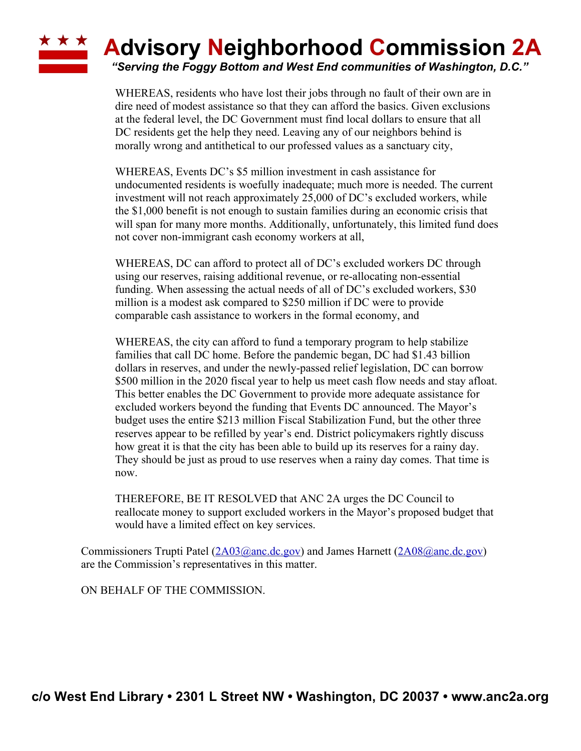WHEREAS, residents who have lost their jobs through no fault of their own are in dire need of modest assistance so that they can afford the basics. Given exclusions at the federal level, the DC Government must find local dollars to ensure that all DC residents get the help they need. Leaving any of our neighbors behind is morally wrong and antithetical to our professed values as a sanctuary city,

WHEREAS, Events DC's $5 million investment in cash assistance for undocumented residents is woefully inadequate; much more is needed. The current investment will not reach approximately 25,000 of DC's excluded workers, while the $1,000 benefit is not enough to sustain families during an economic crisis that will span for many more months. Additionally, unfortunately, this limited fund does not cover non-immigrant cash economy workers at all,

WHEREAS, DC can afford to protect all of DC's excluded workers DC through using our reserves, raising additional revenue, or re-allocating non-essential funding. When assessing the actual needs of all of DC's excluded workers, $30 million is a modest ask compared to $250 million if DC were to provide comparable cash assistance to workers in the formal economy, and

WHEREAS, the city can afford to fund a temporary program to help stabilize families that call DC home. Before the pandemic began, DC had $1.43 billion dollars in reserves, and under the newly-passed relief legislation, DC can borrow $500 million in the 2020 fiscal year to help us meet cash flow needs and stay afloat. This better enables the DC Government to provide more adequate assistance for excluded workers beyond the funding that Events DC announced. The Mayor's budget uses the entire $213 million Fiscal Stabilization Fund, but the other three reserves appear to be refilled by year's end. District policymakers rightly discuss how great it is that the city has been able to build up its reserves for a rainy day. They should be just as proud to use reserves when a rainy day comes. That time is now.

THEREFORE, BE IT RESOLVED that ANC 2A urges the DC Council to reallocate money to support excluded workers in the Mayor's proposed budget that would have a limited effect on key services.

Commissioners Trupti Patel (2A03@anc.dc.gov) and James Harnett (2A08@anc.dc.gov) are the Commission's representatives in this matter.

ON BEHALF OF THE COMMISSION.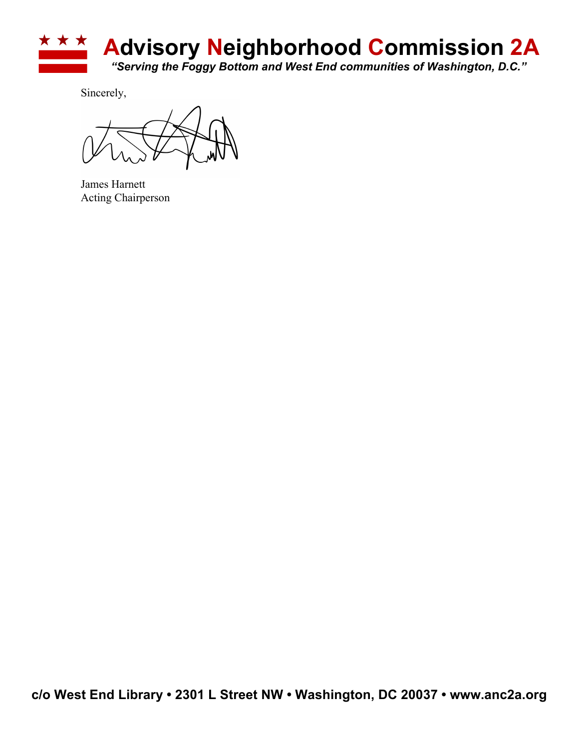Sincerely,

James Harnett
Acting Chairperson